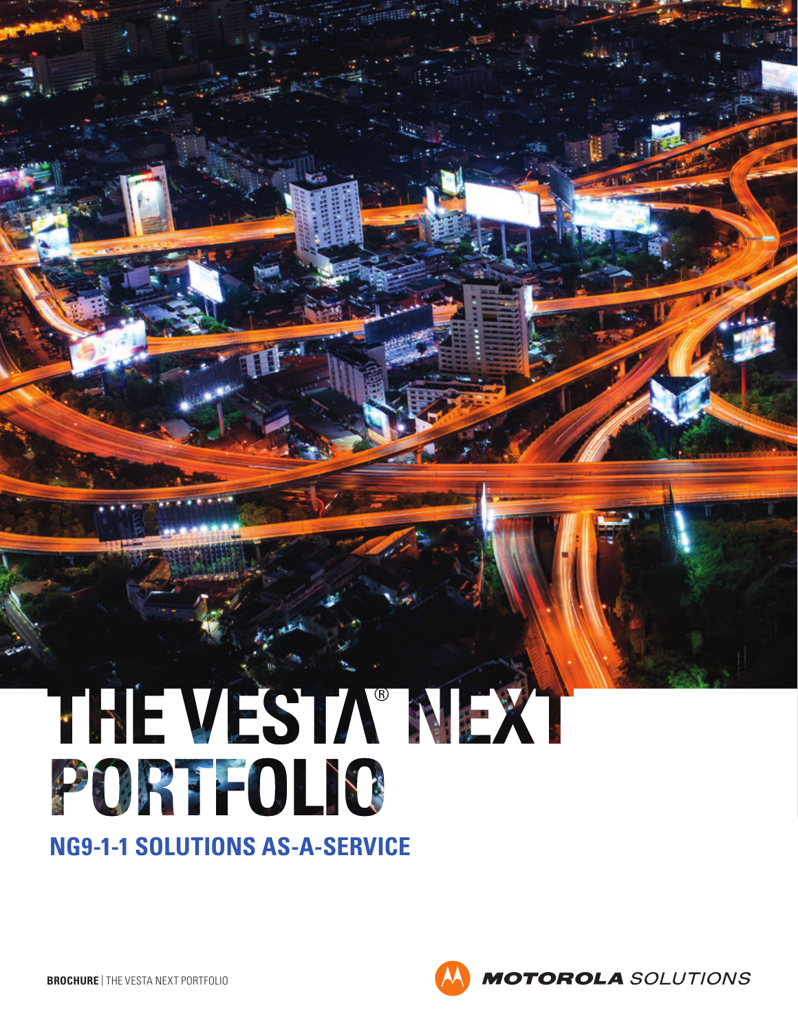# THE VESTA® NEXT PORTFOLIO

## NG9-1-1 SOLUTIONS AS-A-SERVICE

**BROCHURE** | THE VESTA NEXT PORTFOLIO

MOTOROLA SOLUTIONS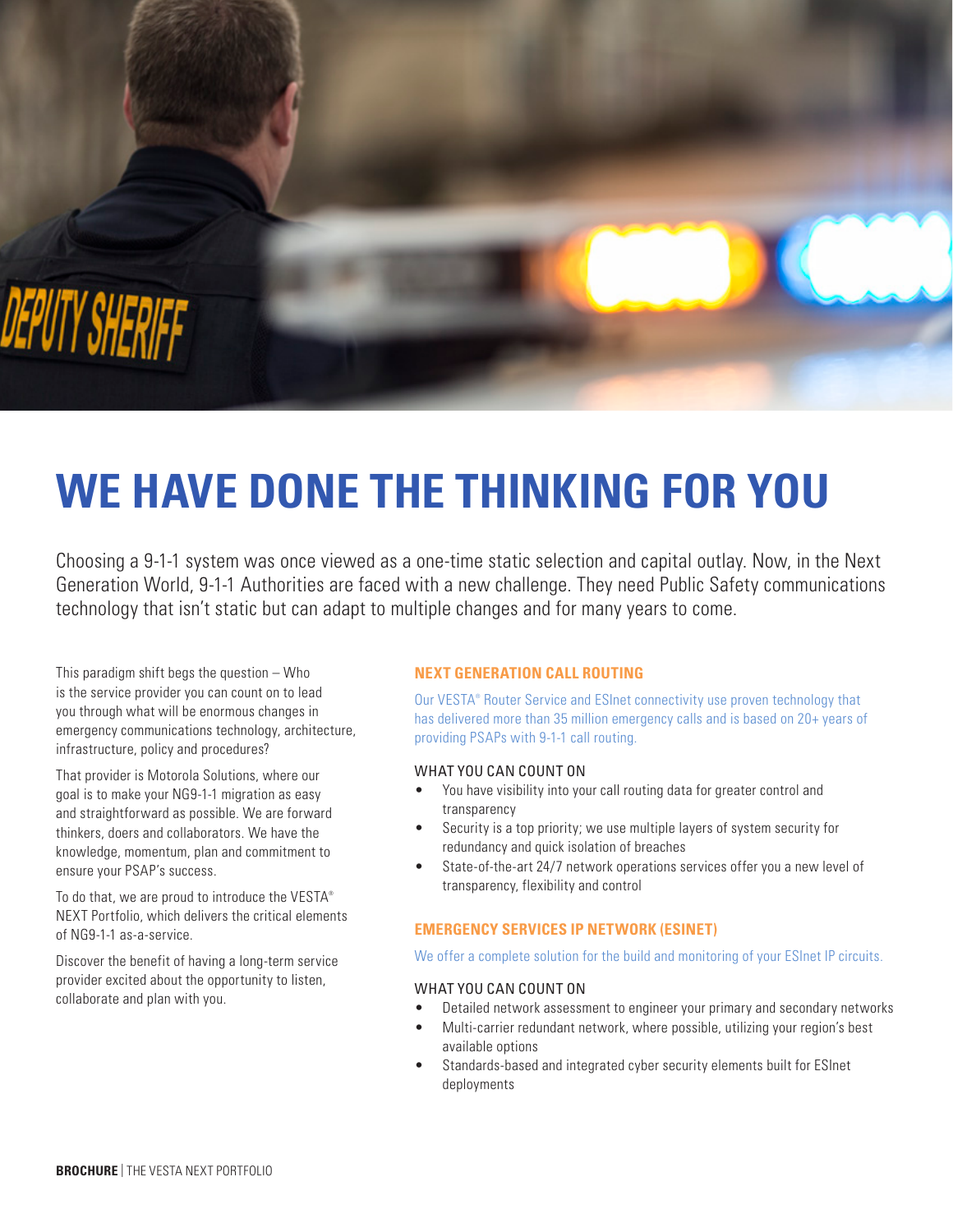# WE HAVE DONE THE THINKING FOR YOU

Choosing a 9-1-1 system was once viewed as a one-time static selection and capital outlay. Now, in the Next Generation World, 9-1-1 Authorities are faced with a new challenge. They need Public Safety communications technology that isn't static but can adapt to multiple changes and for many years to come.

This paradigm shift begs the question – Who is the service provider you can count on to lead you through what will be enormous changes in emergency communications technology, architecture, infrastructure, policy and procedures?

That provider is Motorola Solutions, where our goal is to make your NG9-1-1 migration as easy and straightforward as possible. We are forward thinkers, doers and collaborators. We have the knowledge, momentum, plan and commitment to ensure your PSAP's success.

To do that, we are proud to introduce the VESTA® NEXT Portfolio, which delivers the critical elements of NG9-1-1 as-a-service.

Discover the benefit of having a long-term service provider excited about the opportunity to listen, collaborate and plan with you.

## NEXT GENERATION CALL ROUTING

Our VESTA® Router Service and ESInet connectivity use proven technology that has delivered more than 35 million emergency calls and is based on 20+ years of providing PSAPs with 9-1-1 call routing.

### WHAT YOU CAN COUNT ON

- You have visibility into your call routing data for greater control and transparency
- Security is a top priority; we use multiple layers of system security for redundancy and quick isolation of breaches
- State-of-the-art 24/7 network operations services offer you a new level of transparency, flexibility and control

## EMERGENCY SERVICES IP NETWORK (ESINET)

We offer a complete solution for the build and monitoring of your ESInet IP circuits.

### WHAT YOU CAN COUNT ON

- Detailed network assessment to engineer your primary and secondary networks
- Multi-carrier redundant network, where possible, utilizing your region's best available options
- Standards-based and integrated cyber security elements built for ESInet deployments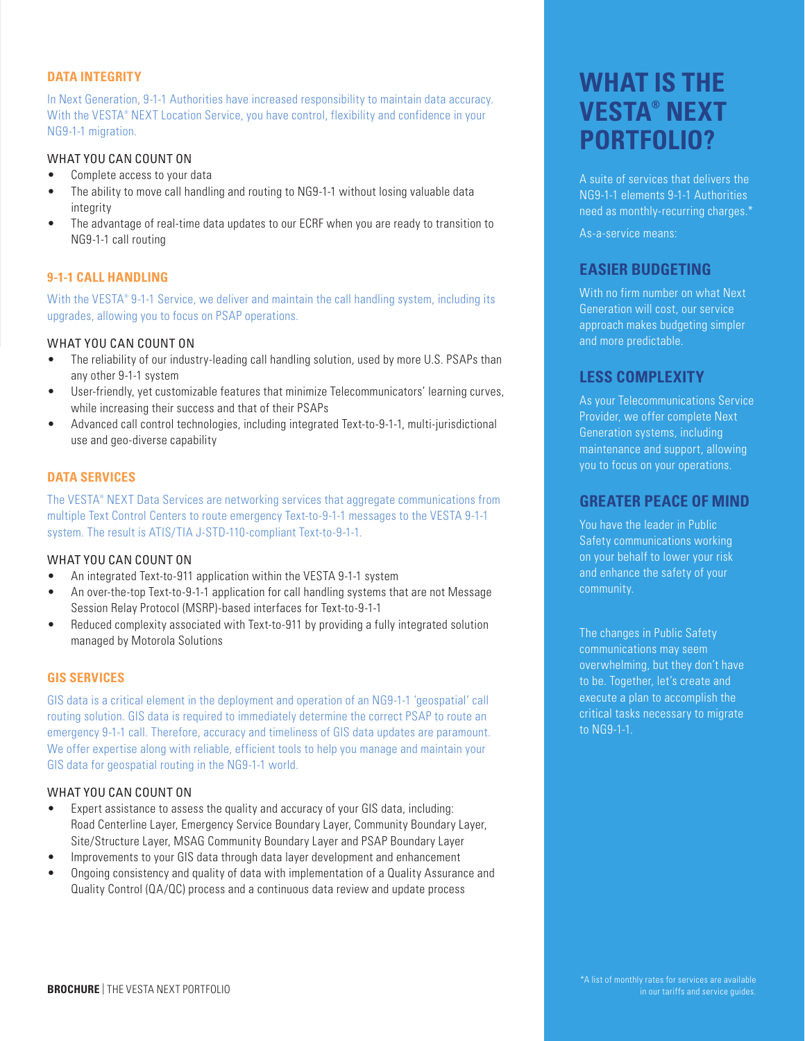## DATA INTEGRITY

In Next Generation, 9-1-1 Authorities have increased responsibility to maintain data accuracy. With the VESTA® NEXT Location Service, you have control, flexibility and confidence in your NG9-1-1 migration.

WHAT YOU CAN COUNT ON

- Complete access to your data
- The ability to move call handling and routing to NG9-1-1 without losing valuable data integrity
- The advantage of real-time data updates to our ECRF when you are ready to transition to NG9-1-1 call routing

## 9-1-1 CALL HANDLING

With the VESTA® 9-1-1 Service, we deliver and maintain the call handling system, including its upgrades, allowing you to focus on PSAP operations.

WHAT YOU CAN COUNT ON

- The reliability of our industry-leading call handling solution, used by more U.S. PSAPs than any other 9-1-1 system
- User-friendly, yet customizable features that minimize Telecommunicators' learning curves, while increasing their success and that of their PSAPs
- Advanced call control technologies, including integrated Text-to-9-1-1, multi-jurisdictional use and geo-diverse capability

## DATA SERVICES

The VESTA® NEXT Data Services are networking services that aggregate communications from multiple Text Control Centers to route emergency Text-to-9-1-1 messages to the VESTA 9-1-1 system. The result is ATIS/TIA J-STD-110-compliant Text-to-9-1-1.

WHAT YOU CAN COUNT ON

- An integrated Text-to-911 application within the VESTA 9-1-1 system
- An over-the-top Text-to-9-1-1 application for call handling systems that are not Message Session Relay Protocol (MSRP)-based interfaces for Text-to-9-1-1
- Reduced complexity associated with Text-to-911 by providing a fully integrated solution managed by Motorola Solutions

## GIS SERVICES

GIS data is a critical element in the deployment and operation of an NG9-1-1 'geospatial' call routing solution. GIS data is required to immediately determine the correct PSAP to route an emergency 9-1-1 call. Therefore, accuracy and timeliness of GIS data updates are paramount. We offer expertise along with reliable, efficient tools to help you manage and maintain your GIS data for geospatial routing in the NG9-1-1 world.

WHAT YOU CAN COUNT ON

- Expert assistance to assess the quality and accuracy of your GIS data, including: Road Centerline Layer, Emergency Service Boundary Layer, Community Boundary Layer, Site/Structure Layer, MSAG Community Boundary Layer and PSAP Boundary Layer
- Improvements to your GIS data through data layer development and enhancement
- Ongoing consistency and quality of data with implementation of a Quality Assurance and Quality Control (QA/QC) process and a continuous data review and update process

# WHAT IS THE VESTA® NEXT PORTFOLIO?

A suite of services that delivers the NG9-1-1 elements 9-1-1 Authorities need as monthly-recurring charges.*

As-a-service means:

## EASIER BUDGETING

With no firm number on what Next Generation will cost, our service approach makes budgeting simpler and more predictable.

## LESS COMPLEXITY

As your Telecommunications Service Provider, we offer complete Next Generation systems, including maintenance and support, allowing you to focus on your operations.

## GREATER PEACE OF MIND

You have the leader in Public Safety communications working on your behalf to lower your risk and enhance the safety of your community.

The changes in Public Safety communications may seem overwhelming, but they don't have to be. Together, let's create and execute a plan to accomplish the critical tasks necessary to migrate to NG9-1-1.

*A list of monthly rates for services are available in our tariffs and service guides.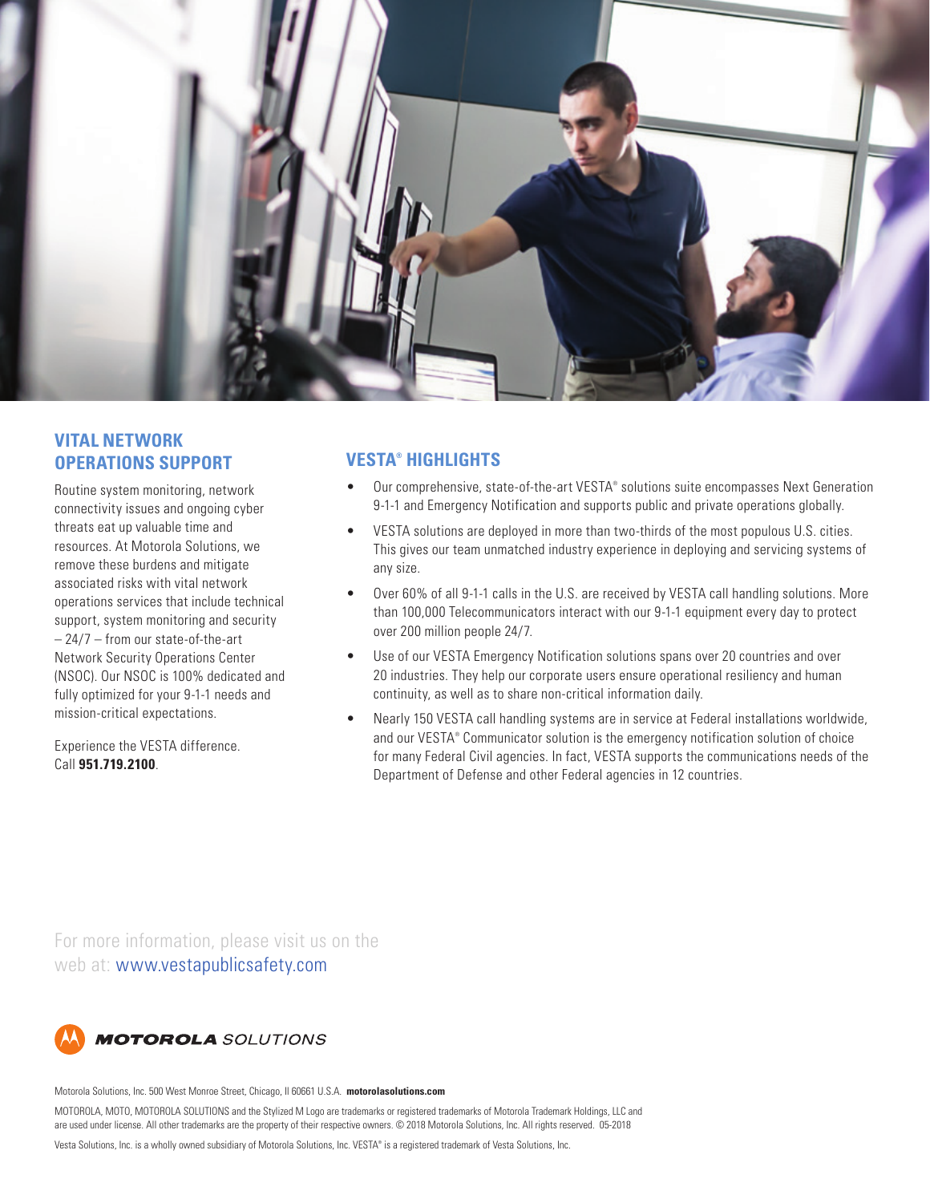## VITAL NETWORK OPERATIONS SUPPORT

Routine system monitoring, network connectivity issues and ongoing cyber threats eat up valuable time and resources. At Motorola Solutions, we remove these burdens and mitigate associated risks with vital network operations services that include technical support, system monitoring and security – 24/7 – from our state-of-the-art Network Security Operations Center (NSOC). Our NSOC is 100% dedicated and fully optimized for your 9-1-1 needs and mission-critical expectations.

Experience the VESTA difference.
Call **951.719.2100**.

## VESTA® HIGHLIGHTS

- Our comprehensive, state-of-the-art VESTA® solutions suite encompasses Next Generation 9-1-1 and Emergency Notification and supports public and private operations globally.
- VESTA solutions are deployed in more than two-thirds of the most populous U.S. cities. This gives our team unmatched industry experience in deploying and servicing systems of any size.
- Over 60% of all 9-1-1 calls in the U.S. are received by VESTA call handling solutions. More than 100,000 Telecommunicators interact with our 9-1-1 equipment every day to protect over 200 million people 24/7.
- Use of our VESTA Emergency Notification solutions spans over 20 countries and over 20 industries. They help our corporate users ensure operational resiliency and human continuity, as well as to share non-critical information daily.
- Nearly 150 VESTA call handling systems are in service at Federal installations worldwide, and our VESTA® Communicator solution is the emergency notification solution of choice for many Federal Civil agencies. In fact, VESTA supports the communications needs of the Department of Defense and other Federal agencies in 12 countries.

For more information, please visit us on the web at: www.vestapublicsafety.com

**MOTOROLA** SOLUTIONS

Motorola Solutions, Inc. 500 West Monroe Street, Chicago, Il 60661 U.S.A. **motorolasolutions.com**

MOTOROLA, MOTO, MOTOROLA SOLUTIONS and the Stylized M Logo are trademarks or registered trademarks of Motorola Trademark Holdings, LLC and are used under license. All other trademarks are the property of their respective owners. © 2018 Motorola Solutions, Inc. All rights reserved. 05-2018

Vesta Solutions, Inc. is a wholly owned subsidiary of Motorola Solutions, Inc. VESTA® is a registered trademark of Vesta Solutions, Inc.